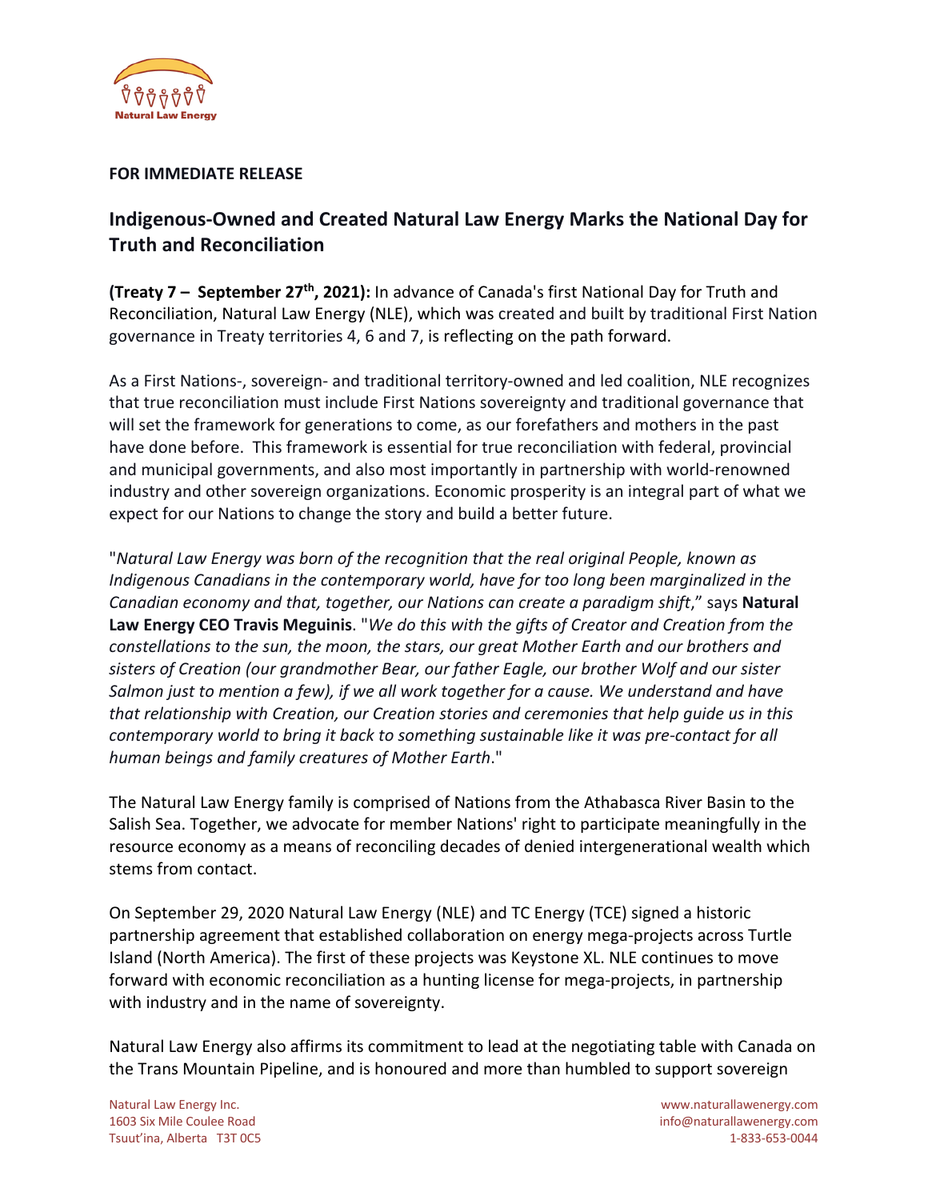**FOR IMMEDIATE RELEASE**

## Indigenous-Owned and Created Natural Law Energy Marks the National Day for Truth and Reconciliation

**(Treaty 7 – September 27th, 2021):** In advance of Canada's first National Day for Truth and Reconciliation, Natural Law Energy (NLE), which was created and built by traditional First Nation governance in Treaty territories 4, 6 and 7, is reflecting on the path forward.

As a First Nations-, sovereign- and traditional territory-owned and led coalition, NLE recognizes that true reconciliation must include First Nations sovereignty and traditional governance that will set the framework for generations to come, as our forefathers and mothers in the past have done before. This framework is essential for true reconciliation with federal, provincial and municipal governments, and also most importantly in partnership with world-renowned industry and other sovereign organizations. Economic prosperity is an integral part of what we expect for our Nations to change the story and build a better future.

"*Natural Law Energy was born of the recognition that the real original People, known as Indigenous Canadians in the contemporary world, have for too long been marginalized in the Canadian economy and that, together, our Nations can create a paradigm shift*," says **Natural Law Energy CEO Travis Meguinis**. "*We do this with the gifts of Creator and Creation from the constellations to the sun, the moon, the stars, our great Mother Earth and our brothers and sisters of Creation (our grandmother Bear, our father Eagle, our brother Wolf and our sister Salmon just to mention a few), if we all work together for a cause. We understand and have that relationship with Creation, our Creation stories and ceremonies that help guide us in this contemporary world to bring it back to something sustainable like it was pre-contact for all human beings and family creatures of Mother Earth*."

The Natural Law Energy family is comprised of Nations from the Athabasca River Basin to the Salish Sea. Together, we advocate for member Nations' right to participate meaningfully in the resource economy as a means of reconciling decades of denied intergenerational wealth which stems from contact.

On September 29, 2020 Natural Law Energy (NLE) and TC Energy (TCE) signed a historic partnership agreement that established collaboration on energy mega-projects across Turtle Island (North America). The first of these projects was Keystone XL. NLE continues to move forward with economic reconciliation as a hunting license for mega-projects, in partnership with industry and in the name of sovereignty.

Natural Law Energy also affirms its commitment to lead at the negotiating table with Canada on the Trans Mountain Pipeline, and is honoured and more than humbled to support sovereign

Natural Law Energy Inc.
1603 Six Mile Coulee Road
Tsuut'ina, Alberta T3T 0C5

www.naturallawenergy.com
info@naturallawenergy.com
1-833-653-0044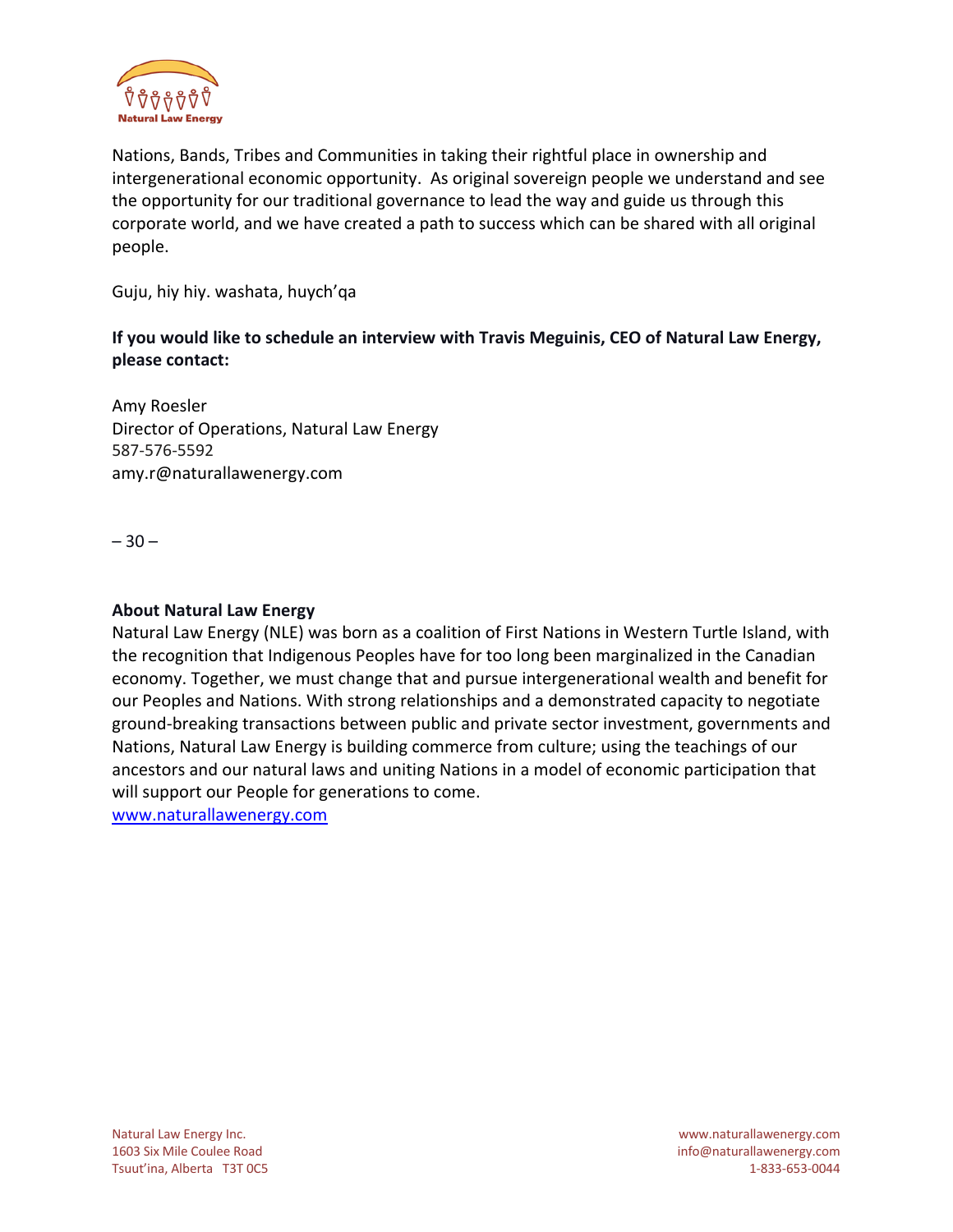Nations, Bands, Tribes and Communities in taking their rightful place in ownership and intergenerational economic opportunity. As original sovereign people we understand and see the opportunity for our traditional governance to lead the way and guide us through this corporate world, and we have created a path to success which can be shared with all original people.

Guju, hiy hiy. washata, huych'qa

**If you would like to schedule an interview with Travis Meguinis, CEO of Natural Law Energy, please contact:**

Amy Roesler
Director of Operations, Natural Law Energy
587-576-5592
amy.r@naturallawenergy.com

– 30 –

**About Natural Law Energy**

Natural Law Energy (NLE) was born as a coalition of First Nations in Western Turtle Island, with the recognition that Indigenous Peoples have for too long been marginalized in the Canadian economy. Together, we must change that and pursue intergenerational wealth and benefit for our Peoples and Nations. With strong relationships and a demonstrated capacity to negotiate ground-breaking transactions between public and private sector investment, governments and Nations, Natural Law Energy is building commerce from culture; using the teachings of our ancestors and our natural laws and uniting Nations in a model of economic participation that will support our People for generations to come.
www.naturallawenergy.com